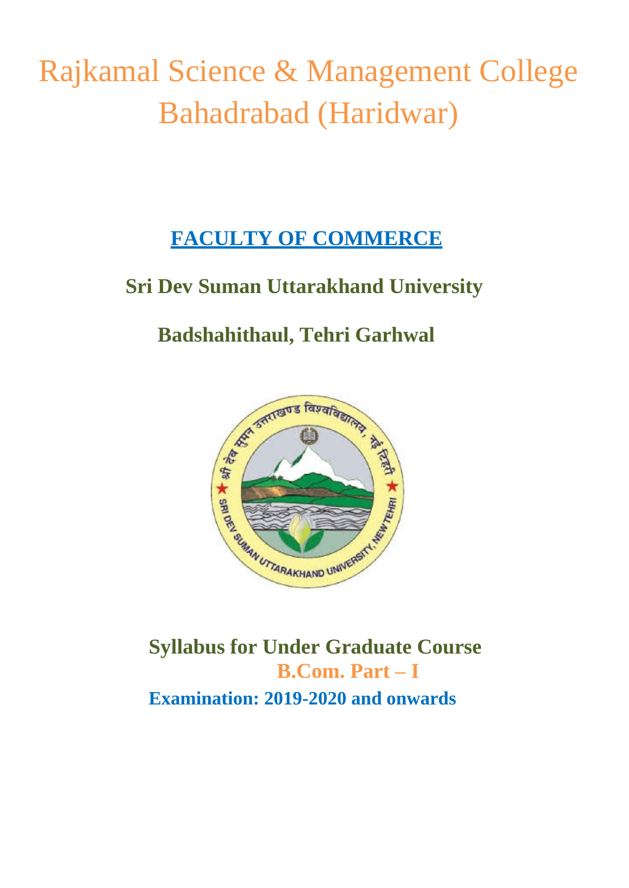# Rajkamal Science & Management College Bahadrabad (Haridwar)

## FACULTY OF COMMERCE

**Sri Dev Suman Uttarakhand University**

**Badshahithaul, Tehri Garhwal**

**Syllabus for Under Graduate Course**

**B.Com. Part – I**

**Examination: 2019-2020 and onwards**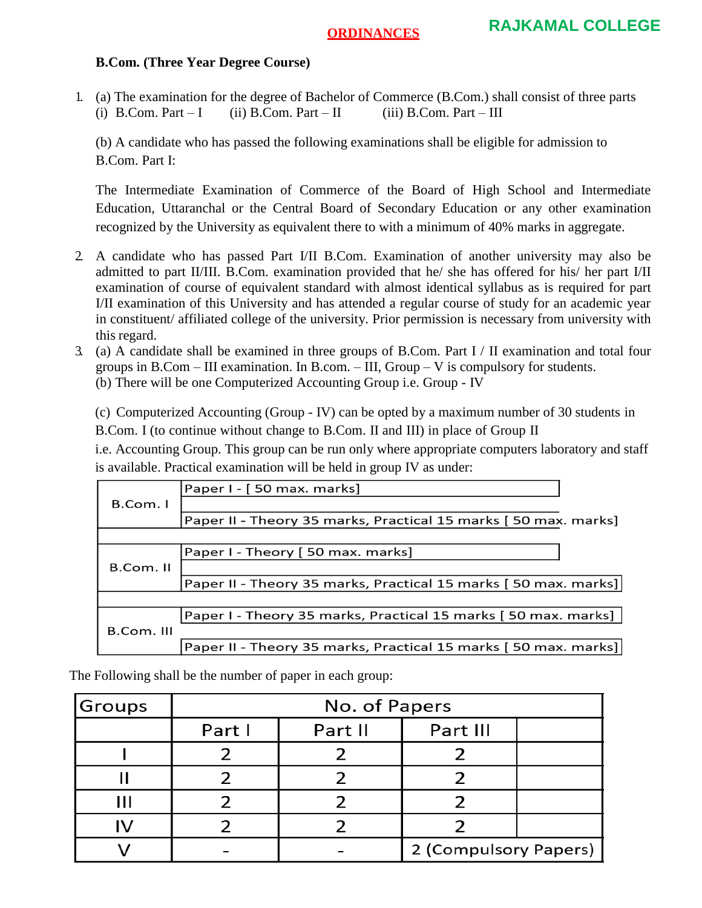## ORDINANCES

RAJKAMAL COLLEGE

**B.Com. (Three Year Degree Course)**

1. (a) The examination for the degree of Bachelor of Commerce (B.Com.) shall consist of three parts
   (i) B.Com. Part – I (ii) B.Com. Part – II (iii) B.Com. Part – III

   (b) A candidate who has passed the following examinations shall be eligible for admission to B.Com. Part I:

   The Intermediate Examination of Commerce of the Board of High School and Intermediate Education, Uttaranchal or the Central Board of Secondary Education or any other examination recognized by the University as equivalent there to with a minimum of 40% marks in aggregate.

2. A candidate who has passed Part I/II B.Com. Examination of another university may also be admitted to part II/III. B.Com. examination provided that he/ she has offered for his/ her part I/II examination of course of equivalent standard with almost identical syllabus as is required for part I/II examination of this University and has attended a regular course of study for an academic year in constituent/ affiliated college of the university. Prior permission is necessary from university with this regard.

3. (a) A candidate shall be examined in three groups of B.Com. Part I / II examination and total four groups in B.Com – III examination. In B.com. – III, Group – V is compulsory for students.
   (b) There will be one Computerized Accounting Group i.e. Group - IV

   (c) Computerized Accounting (Group - IV) can be opted by a maximum number of 30 students in B.Com. I (to continue without change to B.Com. II and III) in place of Group II i.e. Accounting Group. This group can be run only where appropriate computers laboratory and staff is available. Practical examination will be held in group IV as under:

| | |
|---|---|
| B.Com. I | Paper I - [ 50 max. marks] |
| | Paper II - Theory 35 marks, Practical 15 marks [ 50 max. marks] |
| B.Com. II | Paper I - Theory [ 50 max. marks] |
| | Paper II - Theory 35 marks, Practical 15 marks [ 50 max. marks] |
| B.Com. III | Paper I - Theory 35 marks, Practical 15 marks [ 50 max. marks] |
| | Paper II - Theory 35 marks, Practical 15 marks [ 50 max. marks] |

The Following shall be the number of paper in each group:

| Groups | No. of Papers | | |
|---|---|---|---|
| | Part I | Part II | Part III |
| I | 2 | 2 | 2 |
| II | 2 | 2 | 2 |
| III | 2 | 2 | 2 |
| IV | 2 | 2 | 2 |
| V | - | - | 2 (Compulsory Papers) |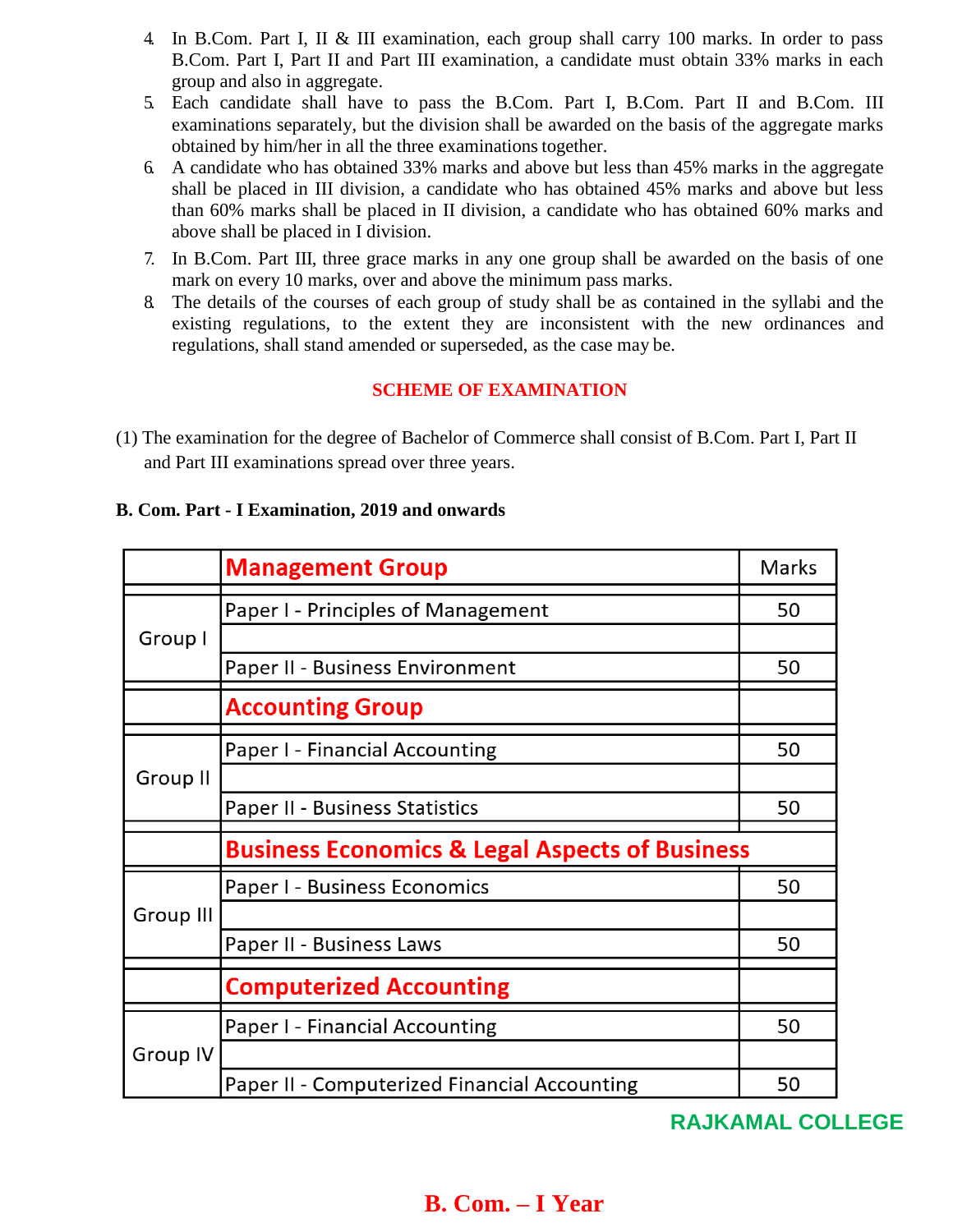4. In B.Com. Part I, II & III examination, each group shall carry 100 marks. In order to pass B.Com. Part I, Part II and Part III examination, a candidate must obtain 33% marks in each group and also in aggregate.
5. Each candidate shall have to pass the B.Com. Part I, B.Com. Part II and B.Com. III examinations separately, but the division shall be awarded on the basis of the aggregate marks obtained by him/her in all the three examinations together.
6. A candidate who has obtained 33% marks and above but less than 45% marks in the aggregate shall be placed in III division, a candidate who has obtained 45% marks and above but less than 60% marks shall be placed in II division, a candidate who has obtained 60% marks and above shall be placed in I division.
7. In B.Com. Part III, three grace marks in any one group shall be awarded on the basis of one mark on every 10 marks, over and above the minimum pass marks.
8. The details of the courses of each group of study shall be as contained in the syllabi and the existing regulations, to the extent they are inconsistent with the new ordinances and regulations, shall stand amended or superseded, as the case may be.

## SCHEME OF EXAMINATION

(1) The examination for the degree of Bachelor of Commerce shall consist of B.Com. Part I, Part II and Part III examinations spread over three years.

**B. Com. Part - I Examination, 2019 and onwards**

| | Management Group | Marks |
|---|---|---|
| Group I | Paper I - Principles of Management | 50 |
| | Paper II - Business Environment | 50 |
| | **Accounting Group** | |
| Group II | Paper I - Financial Accounting | 50 |
| | Paper II - Business Statistics | 50 |
| | **Business Economics & Legal Aspects of Business** | |
| Group III | Paper I - Business Economics | 50 |
| | Paper II - Business Laws | 50 |
| | **Computerized Accounting** | |
| Group IV | Paper I - Financial Accounting | 50 |
| | Paper II - Computerized Financial Accounting | 50 |

RAJKAMAL COLLEGE

## B. Com. – I Year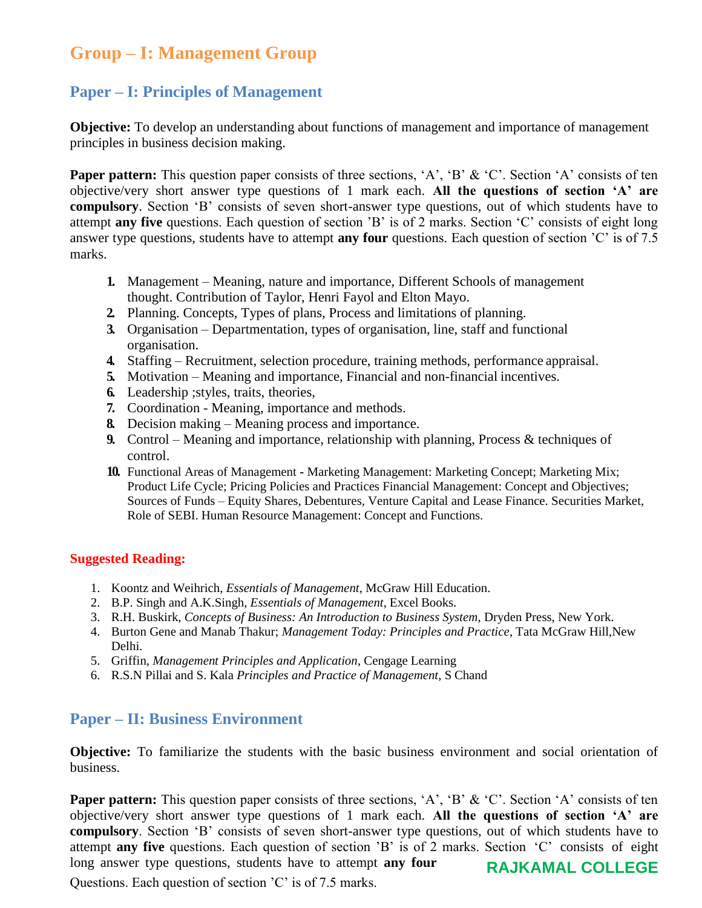# Group – I: Management Group

## Paper – I: Principles of Management

**Objective:** To develop an understanding about functions of management and importance of management principles in business decision making.

**Paper pattern:** This question paper consists of three sections, 'A', 'B' & 'C'. Section 'A' consists of ten objective/very short answer type questions of 1 mark each. **All the questions of section 'A' are compulsory**. Section 'B' consists of seven short-answer type questions, out of which students have to attempt **any five** questions. Each question of section 'B' is of 2 marks. Section 'C' consists of eight long answer type questions, students have to attempt **any four** questions. Each question of section 'C' is of 7.5 marks.

1. Management – Meaning, nature and importance, Different Schools of management thought. Contribution of Taylor, Henri Fayol and Elton Mayo.
2. Planning. Concepts, Types of plans, Process and limitations of planning.
3. Organisation – Departmentation, types of organisation, line, staff and functional organisation.
4. Staffing – Recruitment, selection procedure, training methods, performance appraisal.
5. Motivation – Meaning and importance, Financial and non-financial incentives.
6. Leadership ;styles, traits, theories,
7. Coordination - Meaning, importance and methods.
8. Decision making – Meaning process and importance.
9. Control – Meaning and importance, relationship with planning, Process & techniques of control.
10. Functional Areas of Management - Marketing Management: Marketing Concept; Marketing Mix; Product Life Cycle; Pricing Policies and Practices Financial Management: Concept and Objectives; Sources of Funds – Equity Shares, Debentures, Venture Capital and Lease Finance. Securities Market, Role of SEBI. Human Resource Management: Concept and Functions.

**Suggested Reading:**

1. Koontz and Weihrich, *Essentials of Management*, McGraw Hill Education.
2. B.P. Singh and A.K.Singh, *Essentials of Management*, Excel Books.
3. R.H. Buskirk, *Concepts of Business: An Introduction to Business System*, Dryden Press, New York.
4. Burton Gene and Manab Thakur; *Management Today: Principles and Practice*, Tata McGraw Hill,New Delhi.
5. Griffin, *Management Principles and Application*, Cengage Learning
6. R.S.N Pillai and S. Kala *Principles and Practice of Management*, S Chand

## Paper – II: Business Environment

**Objective:** To familiarize the students with the basic business environment and social orientation of business.

**Paper pattern:** This question paper consists of three sections, 'A', 'B' & 'C'. Section 'A' consists of ten objective/very short answer type questions of 1 mark each. **All the questions of section 'A' are compulsory**. Section 'B' consists of seven short-answer type questions, out of which students have to attempt **any five** questions. Each question of section 'B' is of 2 marks. Section 'C' consists of eight long answer type questions, students have to attempt **any four** Questions. Each question of section 'C' is of 7.5 marks.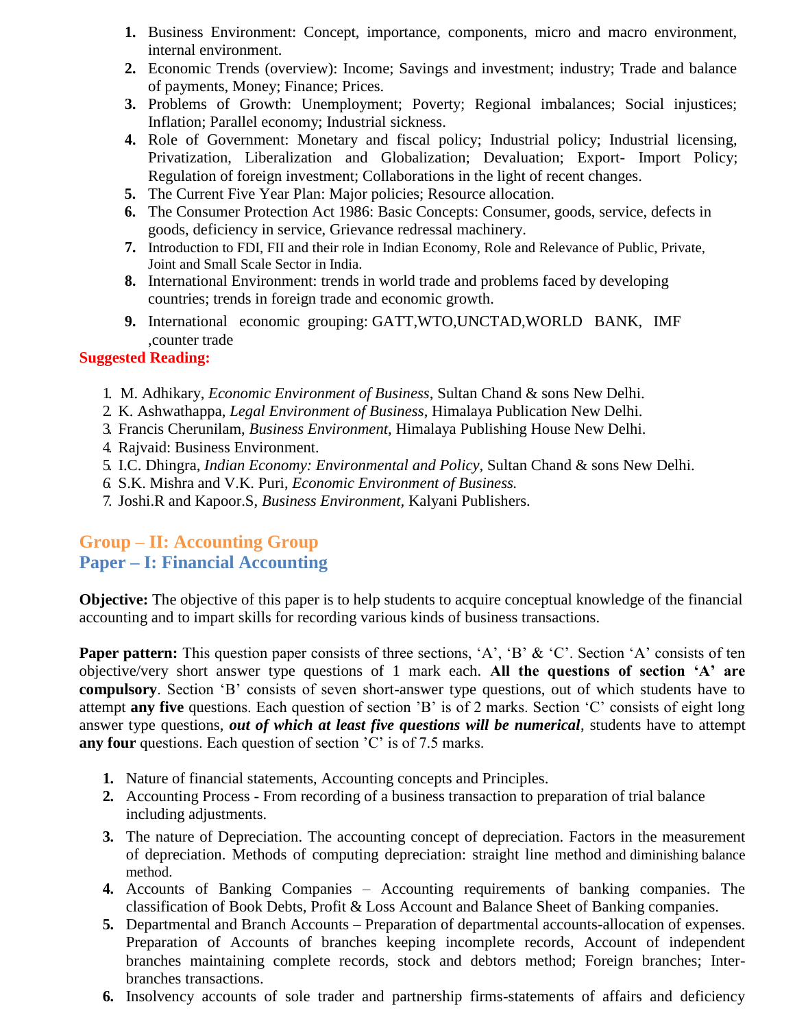1. **1.** Business Environment: Concept, importance, components, micro and macro environment, internal environment.
2. **2.** Economic Trends (overview): Income; Savings and investment; industry; Trade and balance of payments, Money; Finance; Prices.
3. **3.** Problems of Growth: Unemployment; Poverty; Regional imbalances; Social injustices; Inflation; Parallel economy; Industrial sickness.
4. **4.** Role of Government: Monetary and fiscal policy; Industrial policy; Industrial licensing, Privatization, Liberalization and Globalization; Devaluation; Export- Import Policy; Regulation of foreign investment; Collaborations in the light of recent changes.
5. **5.** The Current Five Year Plan: Major policies; Resource allocation.
6. **6.** The Consumer Protection Act 1986: Basic Concepts: Consumer, goods, service, defects in goods, deficiency in service, Grievance redressal machinery.
7. **7.** Introduction to FDI, FII and their role in Indian Economy, Role and Relevance of Public, Private, Joint and Small Scale Sector in India.
8. **8.** International Environment: trends in world trade and problems faced by developing countries; trends in foreign trade and economic growth.
9. **9.** International economic grouping: GATT,WTO,UNCTAD,WORLD BANK, IMF ,counter trade

**Suggested Reading:**

1. M. Adhikary, *Economic Environment of Business*, Sultan Chand & sons New Delhi.
2. K. Ashwathappa, *Legal Environment of Business*, Himalaya Publication New Delhi.
3. Francis Cherunilam, *Business Environment*, Himalaya Publishing House New Delhi.
4. Rajvaid: Business Environment.
5. I.C. Dhingra, *Indian Economy: Environmental and Policy,* Sultan Chand & sons New Delhi.
6. S.K. Mishra and V.K. Puri, *Economic Environment of Business.*
7. Joshi.R and Kapoor.S, *Business Environment,* Kalyani Publishers.

## Group – II: Accounting Group

## Paper – I: Financial Accounting

**Objective:** The objective of this paper is to help students to acquire conceptual knowledge of the financial accounting and to impart skills for recording various kinds of business transactions.

**Paper pattern:** This question paper consists of three sections, 'A', 'B' & 'C'. Section 'A' consists of ten objective/very short answer type questions of 1 mark each. **All the questions of section 'A' are compulsory**. Section 'B' consists of seven short-answer type questions, out of which students have to attempt **any five** questions. Each question of section 'B' is of 2 marks. Section 'C' consists of eight long answer type questions, ***out of which at least five questions will be numerical***, students have to attempt **any four** questions. Each question of section 'C' is of 7.5 marks.

1. **1.** Nature of financial statements, Accounting concepts and Principles.
2. **2.** Accounting Process - From recording of a business transaction to preparation of trial balance including adjustments.
3. **3.** The nature of Depreciation. The accounting concept of depreciation. Factors in the measurement of depreciation. Methods of computing depreciation: straight line method and diminishing balance method.
4. **4.** Accounts of Banking Companies – Accounting requirements of banking companies. The classification of Book Debts, Profit & Loss Account and Balance Sheet of Banking companies.
5. **5.** Departmental and Branch Accounts – Preparation of departmental accounts-allocation of expenses. Preparation of Accounts of branches keeping incomplete records, Account of independent branches maintaining complete records, stock and debtors method; Foreign branches; Inter-branches transactions.
6. **6.** Insolvency accounts of sole trader and partnership firms-statements of affairs and deficiency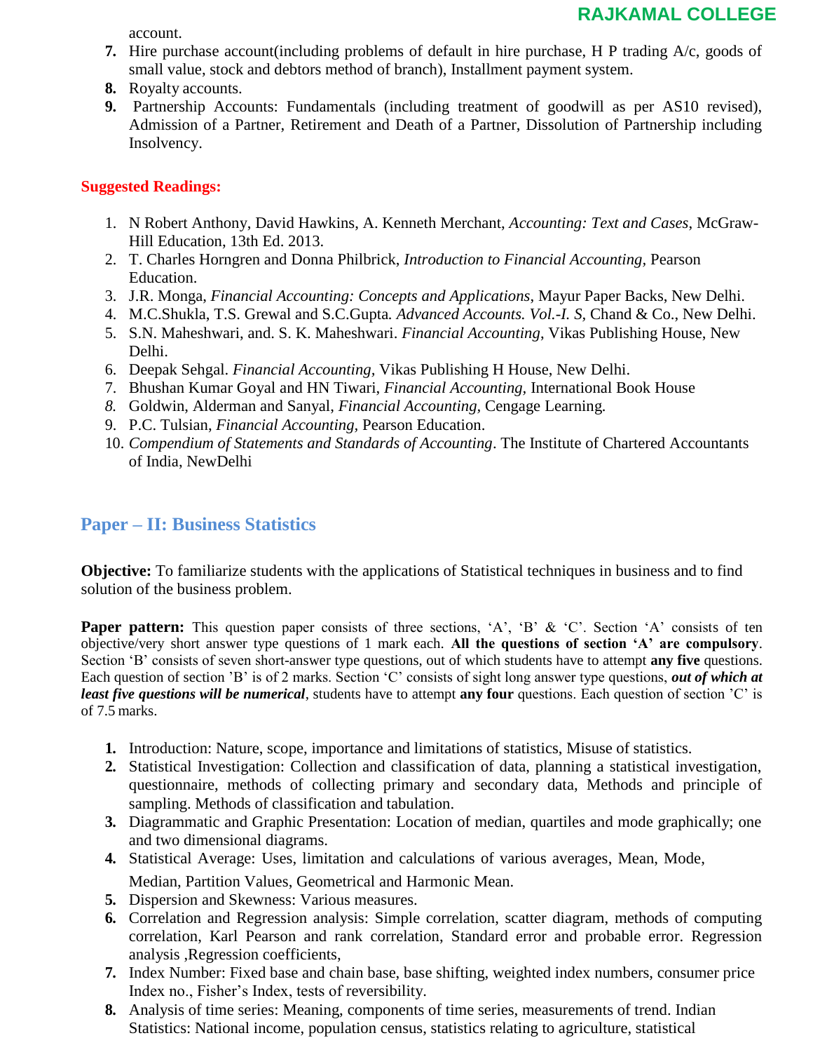account.

7. Hire purchase account(including problems of default in hire purchase, H P trading A/c, goods of small value, stock and debtors method of branch), Installment payment system.
8. Royalty accounts.
9. Partnership Accounts: Fundamentals (including treatment of goodwill as per AS10 revised), Admission of a Partner, Retirement and Death of a Partner, Dissolution of Partnership including Insolvency.

**Suggested Readings:**

1. N Robert Anthony, David Hawkins, A. Kenneth Merchant, *Accounting: Text and Cases*, McGraw-Hill Education, 13th Ed. 2013.
2. T. Charles Horngren and Donna Philbrick, *Introduction to Financial Accounting*, Pearson Education.
3. J.R. Monga, *Financial Accounting: Concepts and Applications*, Mayur Paper Backs, New Delhi.
4. M.C.Shukla, T.S. Grewal and S.C.Gupta. *Advanced Accounts. Vol.-I. S*, Chand & Co., New Delhi.
5. S.N. Maheshwari, and. S. K. Maheshwari. *Financial Accounting*, Vikas Publishing House, New Delhi.
6. Deepak Sehgal. *Financial Accounting*, Vikas Publishing H House, New Delhi.
7. Bhushan Kumar Goyal and HN Tiwari, *Financial Accounting*, International Book House
8. Goldwin, Alderman and Sanyal, *Financial Accounting*, Cengage Learning.
9. P.C. Tulsian, *Financial Accounting*, Pearson Education.
10. *Compendium of Statements and Standards of Accounting*. The Institute of Chartered Accountants of India, NewDelhi

## Paper – II: Business Statistics

**Objective:** To familiarize students with the applications of Statistical techniques in business and to find solution of the business problem.

**Paper pattern:** This question paper consists of three sections, 'A', 'B' & 'C'. Section 'A' consists of ten objective/very short answer type questions of 1 mark each. **All the questions of section 'A' are compulsory**. Section 'B' consists of seven short-answer type questions, out of which students have to attempt **any five** questions. Each question of section 'B' is of 2 marks. Section 'C' consists of sight long answer type questions, ***out of which at least five questions will be numerical***, students have to attempt **any four** questions. Each question of section 'C' is of 7.5 marks.

1. Introduction: Nature, scope, importance and limitations of statistics, Misuse of statistics.
2. Statistical Investigation: Collection and classification of data, planning a statistical investigation, questionnaire, methods of collecting primary and secondary data, Methods and principle of sampling. Methods of classification and tabulation.
3. Diagrammatic and Graphic Presentation: Location of median, quartiles and mode graphically; one and two dimensional diagrams.
4. Statistical Average: Uses, limitation and calculations of various averages, Mean, Mode, Median, Partition Values, Geometrical and Harmonic Mean.
5. Dispersion and Skewness: Various measures.
6. Correlation and Regression analysis: Simple correlation, scatter diagram, methods of computing correlation, Karl Pearson and rank correlation, Standard error and probable error. Regression analysis ,Regression coefficients,
7. Index Number: Fixed base and chain base, base shifting, weighted index numbers, consumer price Index no., Fisher's Index, tests of reversibility.
8. Analysis of time series: Meaning, components of time series, measurements of trend. Indian Statistics: National income, population census, statistics relating to agriculture, statistical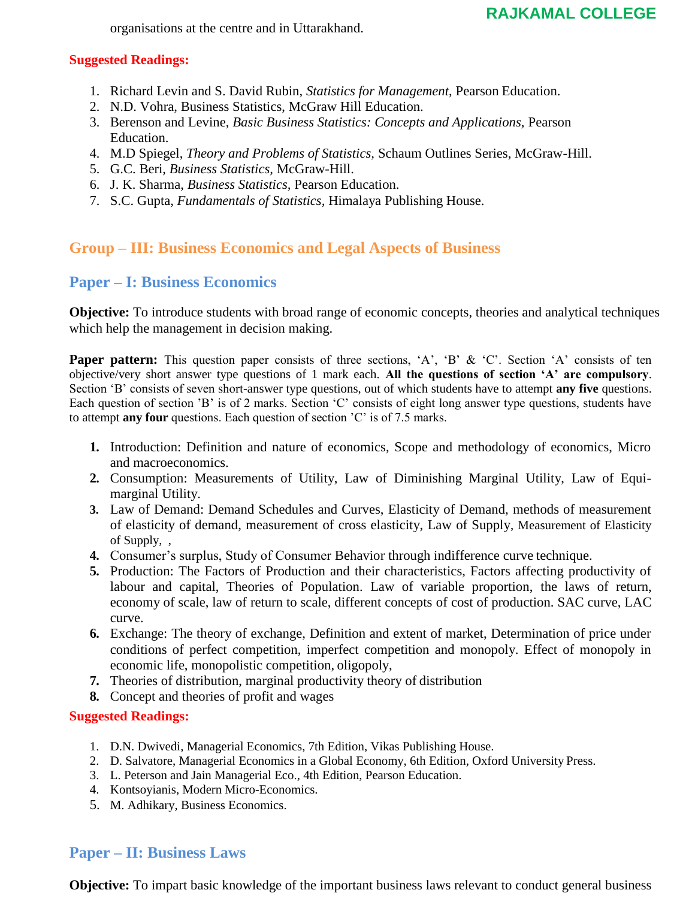organisations at the centre and in Uttarakhand.

**Suggested Readings:**

1. Richard Levin and S. David Rubin, *Statistics for Management*, Pearson Education.
2. N.D. Vohra, Business Statistics, McGraw Hill Education.
3. Berenson and Levine, *Basic Business Statistics: Concepts and Applications,* Pearson Education.
4. M.D Spiegel, *Theory and Problems of Statistics,* Schaum Outlines Series, McGraw-Hill.
5. G.C. Beri, *Business Statistics,* McGraw-Hill.
6. J. K. Sharma, *Business Statistics*, Pearson Education.
7. S.C. Gupta, *Fundamentals of Statistics,* Himalaya Publishing House.

## Group – III: Business Economics and Legal Aspects of Business

### Paper – I: Business Economics

**Objective:** To introduce students with broad range of economic concepts, theories and analytical techniques which help the management in decision making.

**Paper pattern:** This question paper consists of three sections, 'A', 'B' & 'C'. Section 'A' consists of ten objective/very short answer type questions of 1 mark each. **All the questions of section 'A' are compulsory**. Section 'B' consists of seven short-answer type questions, out of which students have to attempt **any five** questions. Each question of section 'B' is of 2 marks. Section 'C' consists of eight long answer type questions, students have to attempt **any four** questions. Each question of section 'C' is of 7.5 marks.

1. Introduction: Definition and nature of economics, Scope and methodology of economics, Micro and macroeconomics.
2. Consumption: Measurements of Utility, Law of Diminishing Marginal Utility, Law of Equi-marginal Utility.
3. Law of Demand: Demand Schedules and Curves, Elasticity of Demand, methods of measurement of elasticity of demand, measurement of cross elasticity, Law of Supply, Measurement of Elasticity of Supply, ,
4. Consumer's surplus, Study of Consumer Behavior through indifference curve technique.
5. Production: The Factors of Production and their characteristics, Factors affecting productivity of labour and capital, Theories of Population. Law of variable proportion, the laws of return, economy of scale, law of return to scale, different concepts of cost of production. SAC curve, LAC curve.
6. Exchange: The theory of exchange, Definition and extent of market, Determination of price under conditions of perfect competition, imperfect competition and monopoly. Effect of monopoly in economic life, monopolistic competition, oligopoly,
7. Theories of distribution, marginal productivity theory of distribution
8. Concept and theories of profit and wages

**Suggested Readings:**

1. D.N. Dwivedi, Managerial Economics, 7th Edition, Vikas Publishing House.
2. D. Salvatore, Managerial Economics in a Global Economy, 6th Edition, Oxford University Press.
3. L. Peterson and Jain Managerial Eco., 4th Edition, Pearson Education.
4. Kontsoyianis, Modern Micro-Economics.
5. M. Adhikary, Business Economics.

### Paper – II: Business Laws

**Objective:** To impart basic knowledge of the important business laws relevant to conduct general business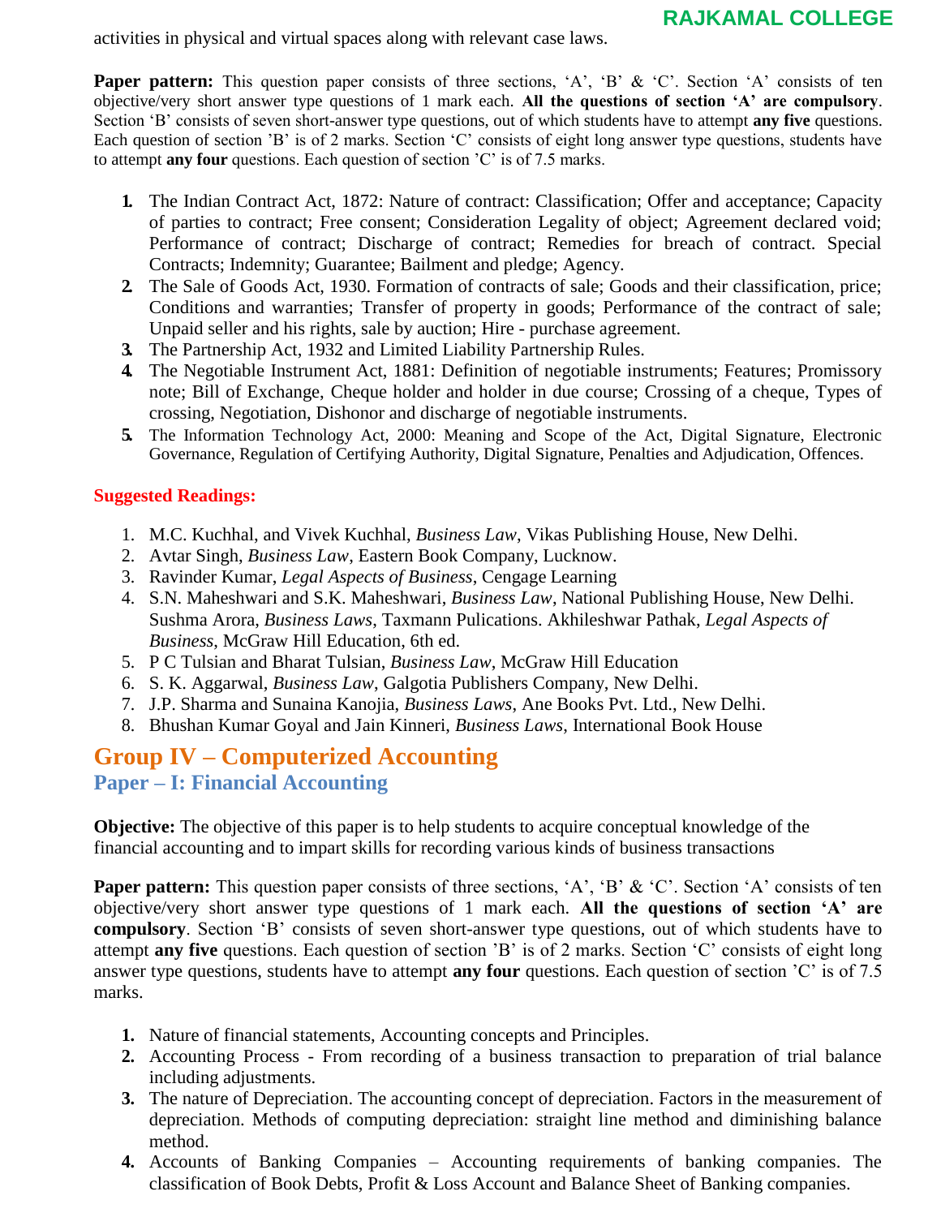activities in physical and virtual spaces along with relevant case laws.

**Paper pattern:** This question paper consists of three sections, 'A', 'B' & 'C'. Section 'A' consists of ten objective/very short answer type questions of 1 mark each. **All the questions of section 'A' are compulsory**. Section 'B' consists of seven short-answer type questions, out of which students have to attempt **any five** questions. Each question of section 'B' is of 2 marks. Section 'C' consists of eight long answer type questions, students have to attempt **any four** questions. Each question of section 'C' is of 7.5 marks.

1. The Indian Contract Act, 1872: Nature of contract: Classification; Offer and acceptance; Capacity of parties to contract; Free consent; Consideration Legality of object; Agreement declared void; Performance of contract; Discharge of contract; Remedies for breach of contract. Special Contracts; Indemnity; Guarantee; Bailment and pledge; Agency.
2. The Sale of Goods Act, 1930. Formation of contracts of sale; Goods and their classification, price; Conditions and warranties; Transfer of property in goods; Performance of the contract of sale; Unpaid seller and his rights, sale by auction; Hire - purchase agreement.
3. The Partnership Act, 1932 and Limited Liability Partnership Rules.
4. The Negotiable Instrument Act, 1881: Definition of negotiable instruments; Features; Promissory note; Bill of Exchange, Cheque holder and holder in due course; Crossing of a cheque, Types of crossing, Negotiation, Dishonor and discharge of negotiable instruments.
5. The Information Technology Act, 2000: Meaning and Scope of the Act, Digital Signature, Electronic Governance, Regulation of Certifying Authority, Digital Signature, Penalties and Adjudication, Offences.

**Suggested Readings:**

1. M.C. Kuchhal, and Vivek Kuchhal, *Business Law*, Vikas Publishing House, New Delhi.
2. Avtar Singh, *Business Law*, Eastern Book Company, Lucknow.
3. Ravinder Kumar, *Legal Aspects of Business*, Cengage Learning
4. S.N. Maheshwari and S.K. Maheshwari, *Business Law*, National Publishing House, New Delhi. Sushma Arora, *Business Laws*, Taxmann Pulications. Akhileshwar Pathak, *Legal Aspects of Business*, McGraw Hill Education, 6th ed.
5. P C Tulsian and Bharat Tulsian, *Business Law*, McGraw Hill Education
6. S. K. Aggarwal, *Business Law*, Galgotia Publishers Company, New Delhi.
7. J.P. Sharma and Sunaina Kanojia, *Business Laws*, Ane Books Pvt. Ltd., New Delhi.
8. Bhushan Kumar Goyal and Jain Kinneri, *Business Laws*, International Book House

## Group IV – Computerized Accounting

### Paper – I: Financial Accounting

**Objective:** The objective of this paper is to help students to acquire conceptual knowledge of the financial accounting and to impart skills for recording various kinds of business transactions

**Paper pattern:** This question paper consists of three sections, 'A', 'B' & 'C'. Section 'A' consists of ten objective/very short answer type questions of 1 mark each. **All the questions of section 'A' are compulsory**. Section 'B' consists of seven short-answer type questions, out of which students have to attempt **any five** questions. Each question of section 'B' is of 2 marks. Section 'C' consists of eight long answer type questions, students have to attempt **any four** questions. Each question of section 'C' is of 7.5 marks.

1. Nature of financial statements, Accounting concepts and Principles.
2. Accounting Process - From recording of a business transaction to preparation of trial balance including adjustments.
3. The nature of Depreciation. The accounting concept of depreciation. Factors in the measurement of depreciation. Methods of computing depreciation: straight line method and diminishing balance method.
4. Accounts of Banking Companies – Accounting requirements of banking companies. The classification of Book Debts, Profit & Loss Account and Balance Sheet of Banking companies.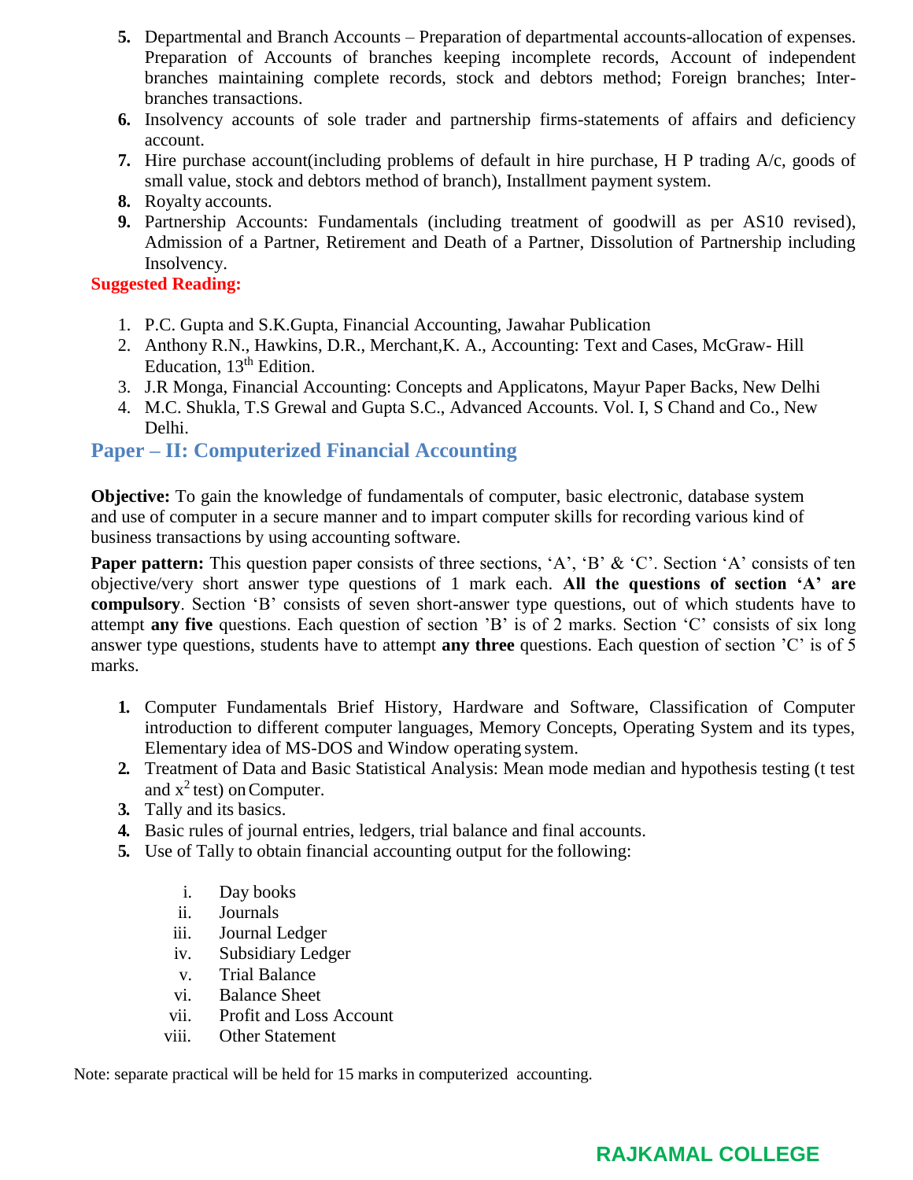5. **5.** Departmental and Branch Accounts – Preparation of departmental accounts-allocation of expenses. Preparation of Accounts of branches keeping incomplete records, Account of independent branches maintaining complete records, stock and debtors method; Foreign branches; Inter-branches transactions.
6. **6.** Insolvency accounts of sole trader and partnership firms-statements of affairs and deficiency account.
7. **7.** Hire purchase account(including problems of default in hire purchase, H P trading A/c, goods of small value, stock and debtors method of branch), Installment payment system.
8. **8.** Royalty accounts.
9. **9.** Partnership Accounts: Fundamentals (including treatment of goodwill as per AS10 revised), Admission of a Partner, Retirement and Death of a Partner, Dissolution of Partnership including Insolvency.

**Suggested Reading:**

1. P.C. Gupta and S.K.Gupta, Financial Accounting, Jawahar Publication
2. Anthony R.N., Hawkins, D.R., Merchant,K. A., Accounting: Text and Cases, McGraw- Hill Education, 13th Edition.
3. J.R Monga, Financial Accounting: Concepts and Applicatons, Mayur Paper Backs, New Delhi
4. M.C. Shukla, T.S Grewal and Gupta S.C., Advanced Accounts. Vol. I, S Chand and Co., New Delhi.

## Paper – II: Computerized Financial Accounting

**Objective:** To gain the knowledge of fundamentals of computer, basic electronic, database system and use of computer in a secure manner and to impart computer skills for recording various kind of business transactions by using accounting software.

**Paper pattern:** This question paper consists of three sections, 'A', 'B' & 'C'. Section 'A' consists of ten objective/very short answer type questions of 1 mark each. **All the questions of section 'A' are compulsory**. Section 'B' consists of seven short-answer type questions, out of which students have to attempt **any five** questions. Each question of section 'B' is of 2 marks. Section 'C' consists of six long answer type questions, students have to attempt **any three** questions. Each question of section 'C' is of 5 marks.

1. Computer Fundamentals Brief History, Hardware and Software, Classification of Computer introduction to different computer languages, Memory Concepts, Operating System and its types, Elementary idea of MS-DOS and Window operating system.
2. Treatment of Data and Basic Statistical Analysis: Mean mode median and hypothesis testing (t test and $x^2$ test) on Computer.
3. Tally and its basics.
4. Basic rules of journal entries, ledgers, trial balance and final accounts.
5. Use of Tally to obtain financial accounting output for the following:

   i. Day books
   ii. Journals
   iii. Journal Ledger
   iv. Subsidiary Ledger
   v. Trial Balance
   vi. Balance Sheet
   vii. Profit and Loss Account
   viii. Other Statement

Note: separate practical will be held for 15 marks in computerized accounting.

**RAJKAMAL COLLEGE**